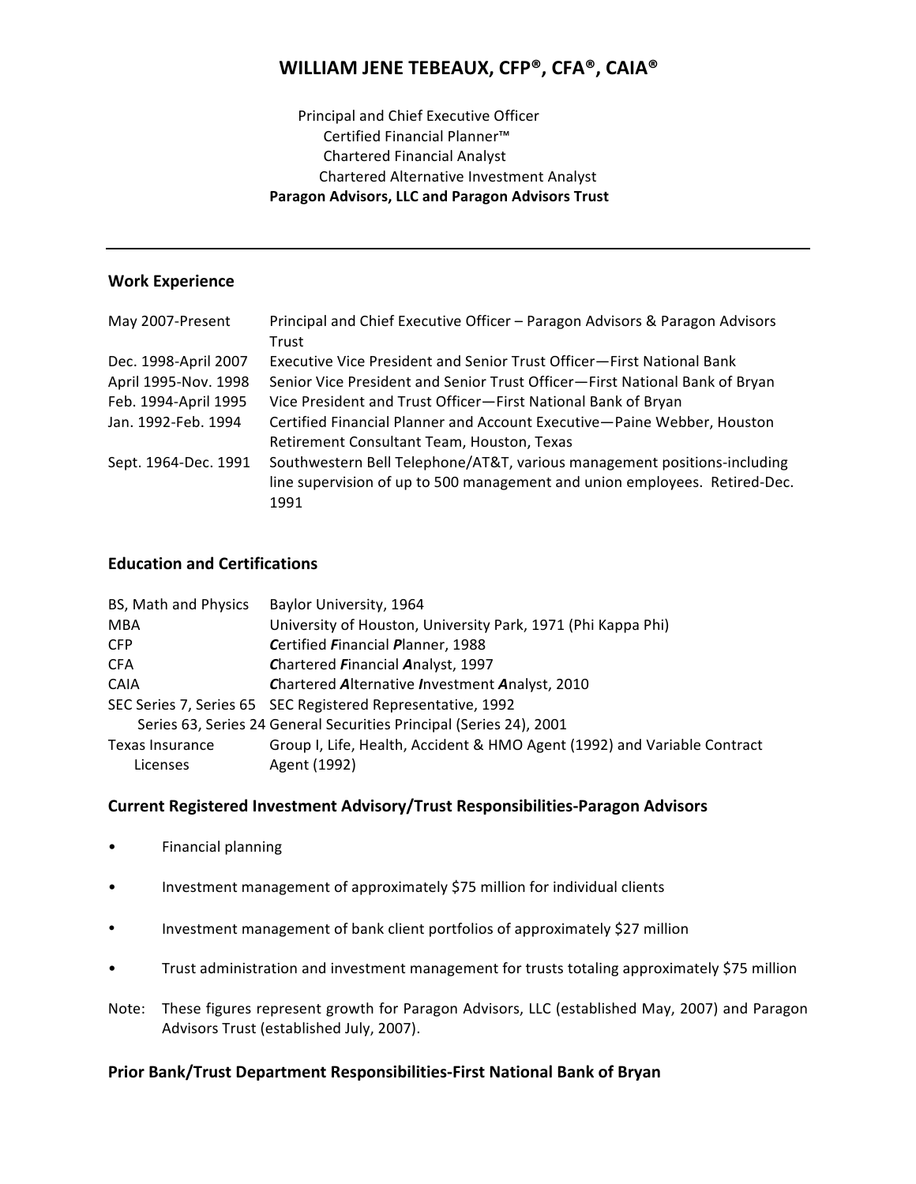# WILLIAM JENE TEBEAUX, CFP®, CFA®, CAIA®

Principal and Chief Executive Officer
Certified Financial Planner™
Chartered Financial Analyst
Chartered Alternative Investment Analyst
**Paragon Advisors, LLC and Paragon Advisors Trust**

---

## Work Experience

| | |
|---|---|
| May 2007-Present | Principal and Chief Executive Officer – Paragon Advisors & Paragon Advisors Trust |
| Dec. 1998-April 2007 | Executive Vice President and Senior Trust Officer—First National Bank |
| April 1995-Nov. 1998 | Senior Vice President and Senior Trust Officer—First National Bank of Bryan |
| Feb. 1994-April 1995 | Vice President and Trust Officer—First National Bank of Bryan |
| Jan. 1992-Feb. 1994 | Certified Financial Planner and Account Executive—Paine Webber, Houston Retirement Consultant Team, Houston, Texas |
| Sept. 1964-Dec. 1991 | Southwestern Bell Telephone/AT&T, various management positions-including line supervision of up to 500 management and union employees. Retired-Dec. 1991 |

## Education and Certifications

| | |
|---|---|
| BS, Math and Physics | Baylor University, 1964 |
| MBA | University of Houston, University Park, 1971 (Phi Kappa Phi) |
| CFP | ***C**ertified **F**inancial **P**lanner, 1988* |
| CFA | ***C**hartered **F**inancial **A**nalyst, 1997* |
| CAIA | ***C**hartered **A**lternative **I**nvestment **A**nalyst, 2010* |
| SEC Series 7, Series 65 | SEC Registered Representative, 1992 |
| Series 63, Series 24 | General Securities Principal (Series 24), 2001 |
| Texas Insurance Licenses | Group I, Life, Health, Accident & HMO Agent (1992) and Variable Contract Agent (1992) |

## Current Registered Investment Advisory/Trust Responsibilities-Paragon Advisors

- Financial planning
- Investment management of approximately $75 million for individual clients
- Investment management of bank client portfolios of approximately $27 million
- Trust administration and investment management for trusts totaling approximately $75 million

Note: These figures represent growth for Paragon Advisors, LLC (established May, 2007) and Paragon Advisors Trust (established July, 2007).

## Prior Bank/Trust Department Responsibilities-First National Bank of Bryan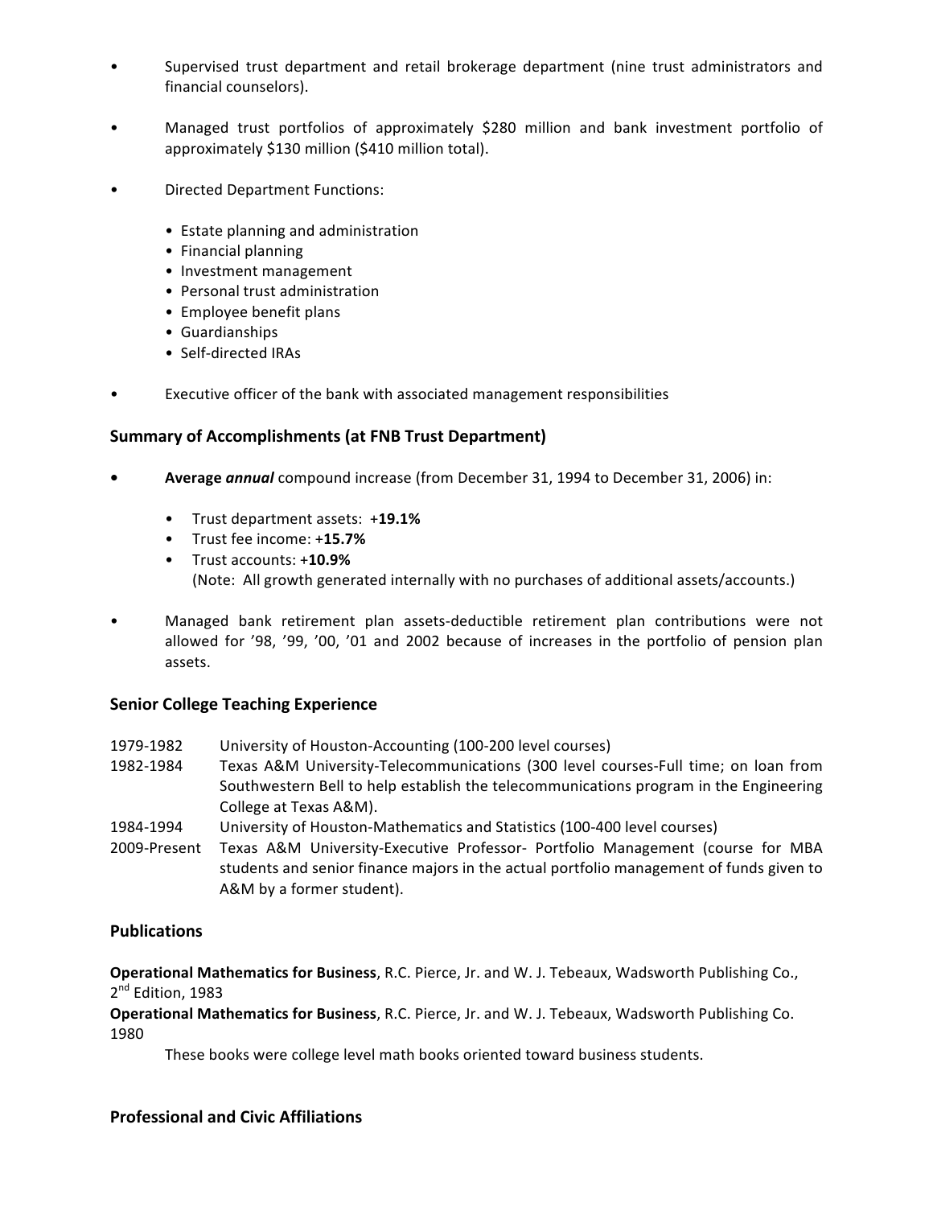- Supervised trust department and retail brokerage department (nine trust administrators and financial counselors).

- Managed trust portfolios of approximately $280 million and bank investment portfolio of approximately $130 million ($410 million total).

- Directed Department Functions:

  - Estate planning and administration
  - Financial planning
  - Investment management
  - Personal trust administration
  - Employee benefit plans
  - Guardianships
  - Self-directed IRAs

- Executive officer of the bank with associated management responsibilities

### Summary of Accomplishments (at FNB Trust Department)

- **Average *annual*** compound increase (from December 31, 1994 to December 31, 2006) in:

  - Trust department assets: +**19.1%**
  - Trust fee income: +**15.7%**
  - Trust accounts: +**10.9%**
    (Note: All growth generated internally with no purchases of additional assets/accounts.)

- Managed bank retirement plan assets-deductible retirement plan contributions were not allowed for '98, '99, '00, '01 and 2002 because of increases in the portfolio of pension plan assets.

### Senior College Teaching Experience

| | |
|---|---|
| 1979-1982 | University of Houston-Accounting (100-200 level courses) |
| 1982-1984 | Texas A&M University-Telecommunications (300 level courses-Full time; on loan from Southwestern Bell to help establish the telecommunications program in the Engineering College at Texas A&M). |
| 1984-1994 | University of Houston-Mathematics and Statistics (100-400 level courses) |
| 2009-Present | Texas A&M University-Executive Professor- Portfolio Management (course for MBA students and senior finance majors in the actual portfolio management of funds given to A&M by a former student). |

### Publications

**Operational Mathematics for Business**, R.C. Pierce, Jr. and W. J. Tebeaux, Wadsworth Publishing Co., 2nd Edition, 1983

**Operational Mathematics for Business**, R.C. Pierce, Jr. and W. J. Tebeaux, Wadsworth Publishing Co. 1980

These books were college level math books oriented toward business students.

### Professional and Civic Affiliations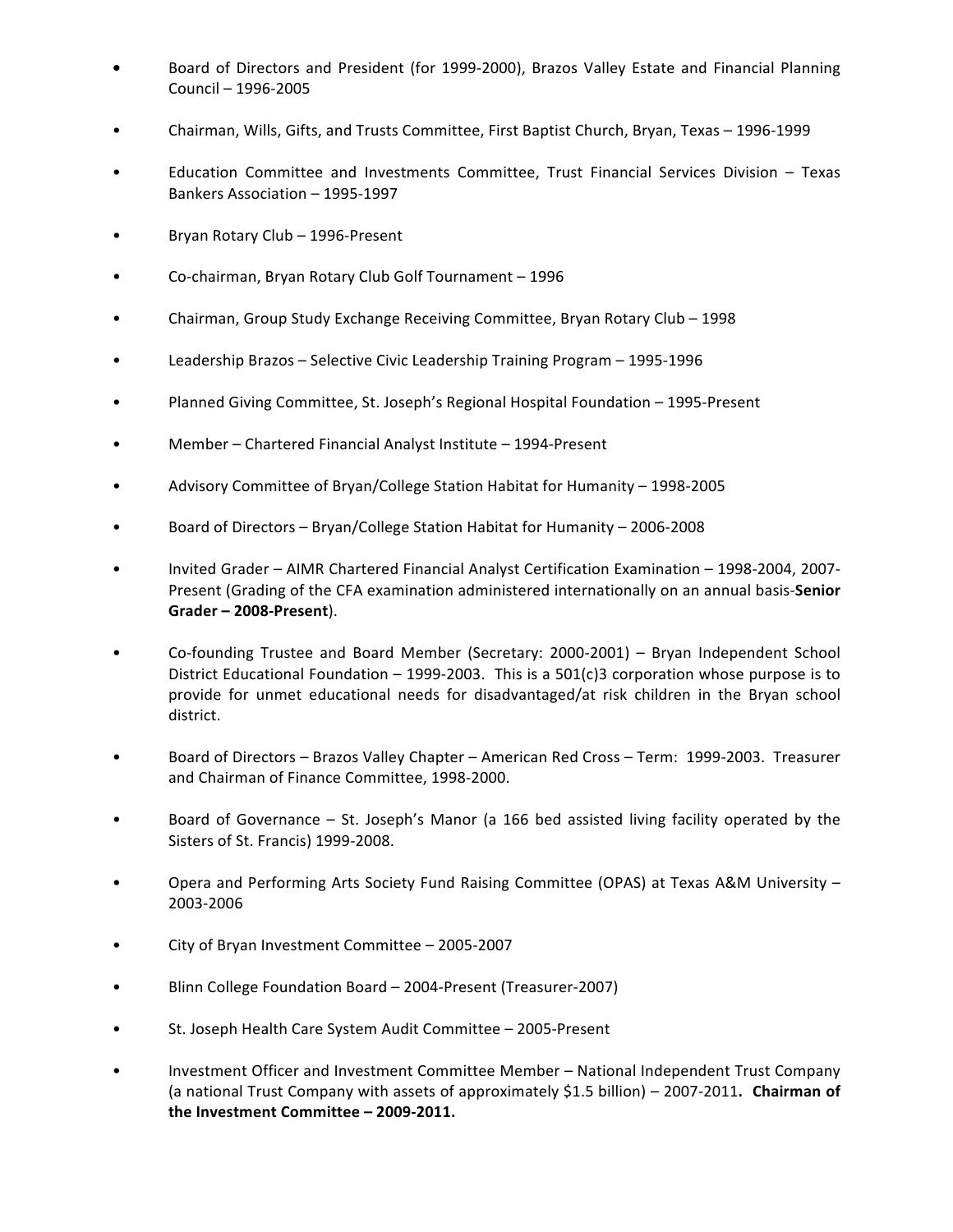- Board of Directors and President (for 1999-2000), Brazos Valley Estate and Financial Planning Council – 1996-2005
- Chairman, Wills, Gifts, and Trusts Committee, First Baptist Church, Bryan, Texas – 1996-1999
- Education Committee and Investments Committee, Trust Financial Services Division – Texas Bankers Association – 1995-1997
- Bryan Rotary Club – 1996-Present
- Co-chairman, Bryan Rotary Club Golf Tournament – 1996
- Chairman, Group Study Exchange Receiving Committee, Bryan Rotary Club – 1998
- Leadership Brazos – Selective Civic Leadership Training Program – 1995-1996
- Planned Giving Committee, St. Joseph's Regional Hospital Foundation – 1995-Present
- Member – Chartered Financial Analyst Institute – 1994-Present
- Advisory Committee of Bryan/College Station Habitat for Humanity – 1998-2005
- Board of Directors – Bryan/College Station Habitat for Humanity – 2006-2008
- Invited Grader – AIMR Chartered Financial Analyst Certification Examination – 1998-2004, 2007-Present (Grading of the CFA examination administered internationally on an annual basis-**Senior Grader – 2008-Present**).
- Co-founding Trustee and Board Member (Secretary: 2000-2001) – Bryan Independent School District Educational Foundation – 1999-2003. This is a 501(c)3 corporation whose purpose is to provide for unmet educational needs for disadvantaged/at risk children in the Bryan school district.
- Board of Directors – Brazos Valley Chapter – American Red Cross – Term: 1999-2003. Treasurer and Chairman of Finance Committee, 1998-2000.
- Board of Governance – St. Joseph's Manor (a 166 bed assisted living facility operated by the Sisters of St. Francis) 1999-2008.
- Opera and Performing Arts Society Fund Raising Committee (OPAS) at Texas A&M University – 2003-2006
- City of Bryan Investment Committee – 2005-2007
- Blinn College Foundation Board – 2004-Present (Treasurer-2007)
- St. Joseph Health Care System Audit Committee – 2005-Present
- Investment Officer and Investment Committee Member – National Independent Trust Company (a national Trust Company with assets of approximately $1.5 billion) – 2007-2011**. Chairman of the Investment Committee – 2009-2011.**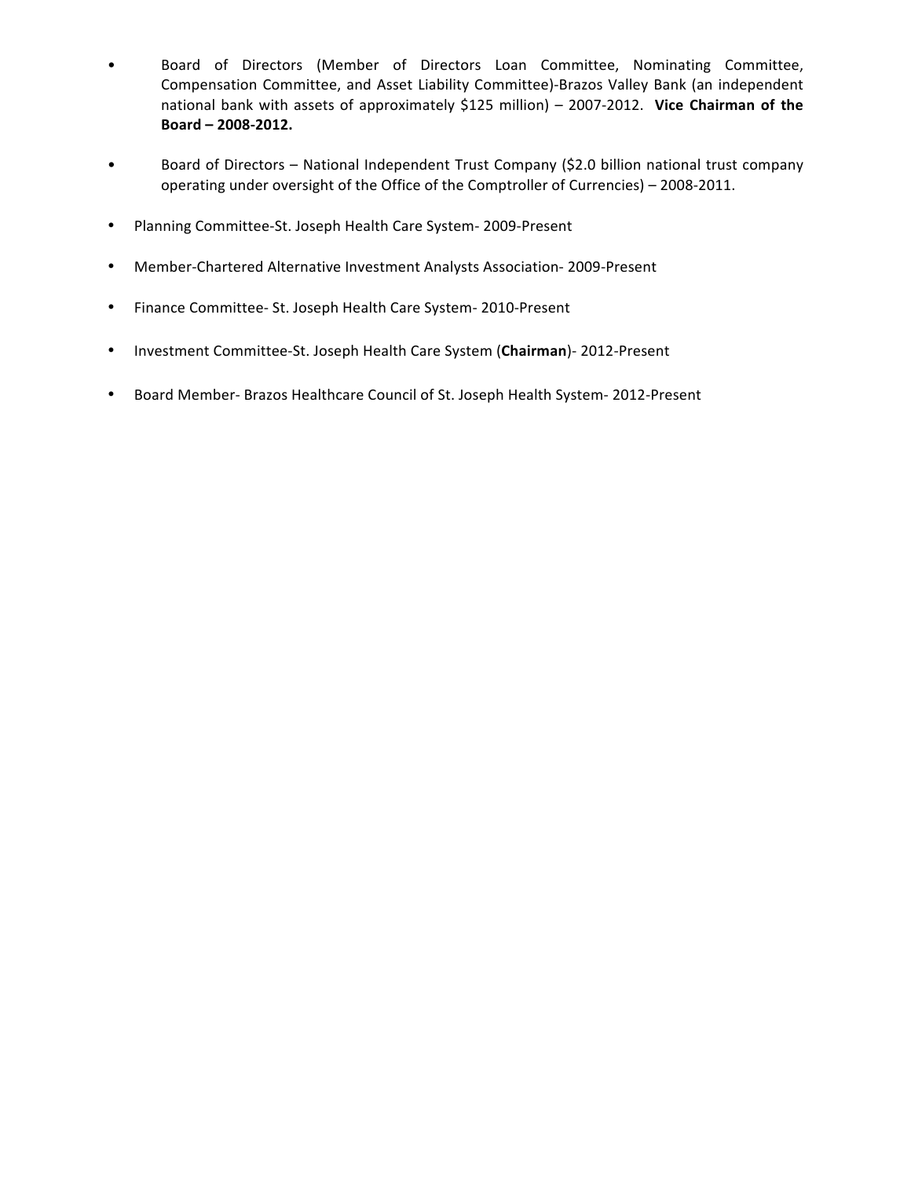- Board of Directors (Member of Directors Loan Committee, Nominating Committee, Compensation Committee, and Asset Liability Committee)-Brazos Valley Bank (an independent national bank with assets of approximately $125 million) – 2007-2012. **Vice Chairman of the Board – 2008-2012.**

- Board of Directors – National Independent Trust Company ($2.0 billion national trust company operating under oversight of the Office of the Comptroller of Currencies) – 2008-2011.

- Planning Committee-St. Joseph Health Care System- 2009-Present

- Member-Chartered Alternative Investment Analysts Association- 2009-Present

- Finance Committee- St. Joseph Health Care System- 2010-Present

- Investment Committee-St. Joseph Health Care System (**Chairman**)- 2012-Present

- Board Member- Brazos Healthcare Council of St. Joseph Health System- 2012-Present